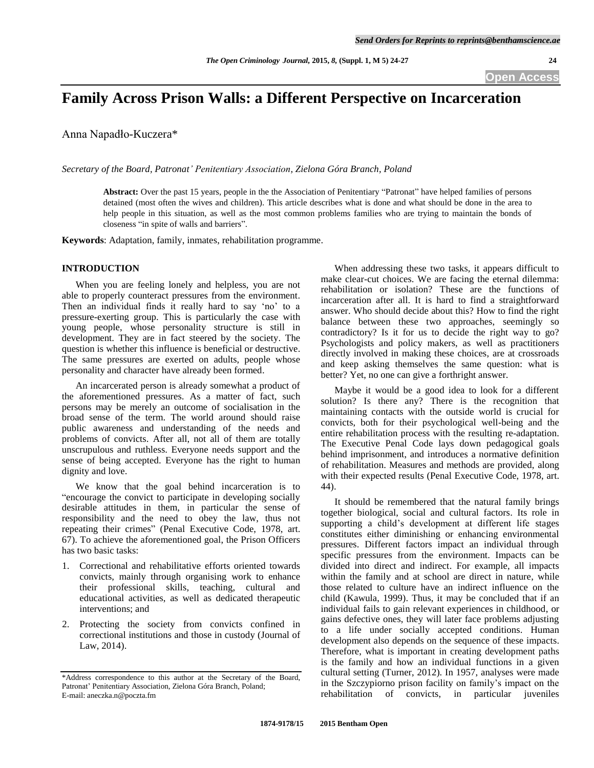# Family Across Prison Walls: a Different Perspective on Incarceration

Anna Napadło-Kuczera*

*Secretary of the Board, Patronat' Penitentiary Association, Zielona Góra Branch, Poland*

**Abstract:** Over the past 15 years, people in the the Association of Penitentiary "Patronat" have helped families of persons detained (most often the wives and children). This article describes what is done and what should be done in the area to help people in this situation, as well as the most common problems families who are trying to maintain the bonds of closeness "in spite of walls and barriers".

**Keywords**: Adaptation, family, inmates, rehabilitation programme.

## INTRODUCTION

When you are feeling lonely and helpless, you are not able to properly counteract pressures from the environment. Then an individual finds it really hard to say 'no' to a pressure-exerting group. This is particularly the case with young people, whose personality structure is still in development. They are in fact steered by the society. The question is whether this influence is beneficial or destructive. The same pressures are exerted on adults, people whose personality and character have already been formed.

An incarcerated person is already somewhat a product of the aforementioned pressures. As a matter of fact, such persons may be merely an outcome of socialisation in the broad sense of the term. The world around should raise public awareness and understanding of the needs and problems of convicts. After all, not all of them are totally unscrupulous and ruthless. Everyone needs support and the sense of being accepted. Everyone has the right to human dignity and love.

We know that the goal behind incarceration is to "encourage the convict to participate in developing socially desirable attitudes in them, in particular the sense of responsibility and the need to obey the law, thus not repeating their crimes" (Penal Executive Code, 1978, art. 67). To achieve the aforementioned goal, the Prison Officers has two basic tasks:

1. Correctional and rehabilitative efforts oriented towards convicts, mainly through organising work to enhance their professional skills, teaching, cultural and educational activities, as well as dedicated therapeutic interventions; and
2. Protecting the society from convicts confined in correctional institutions and those in custody (Journal of Law, 2014).

When addressing these two tasks, it appears difficult to make clear-cut choices. We are facing the eternal dilemma: rehabilitation or isolation? These are the functions of incarceration after all. It is hard to find a straightforward answer. Who should decide about this? How to find the right balance between these two approaches, seemingly so contradictory? Is it for us to decide the right way to go? Psychologists and policy makers, as well as practitioners directly involved in making these choices, are at crossroads and keep asking themselves the same question: what is better? Yet, no one can give a forthright answer.

Maybe it would be a good idea to look for a different solution? Is there any? There is the recognition that maintaining contacts with the outside world is crucial for convicts, both for their psychological well-being and the entire rehabilitation process with the resulting re-adaptation. The Executive Penal Code lays down pedagogical goals behind imprisonment, and introduces a normative definition of rehabilitation. Measures and methods are provided, along with their expected results (Penal Executive Code, 1978, art. 44).

It should be remembered that the natural family brings together biological, social and cultural factors. Its role in supporting a child's development at different life stages constitutes either diminishing or enhancing environmental pressures. Different factors impact an individual through specific pressures from the environment. Impacts can be divided into direct and indirect. For example, all impacts within the family and at school are direct in nature, while those related to culture have an indirect influence on the child (Kawula, 1999). Thus, it may be concluded that if an individual fails to gain relevant experiences in childhood, or gains defective ones, they will later face problems adjusting to a life under socially accepted conditions. Human development also depends on the sequence of these impacts. Therefore, what is important in creating development paths is the family and how an individual functions in a given cultural setting (Turner, 2012). In 1957, analyses were made in the Szczypiorno prison facility on family's impact on the rehabilitation of convicts, in particular juveniles

\*Address correspondence to this author at the Secretary of the Board, Patronat' Penitentiary Association, Zielona Góra Branch, Poland; E-mail: aneczka.n@poczta.fm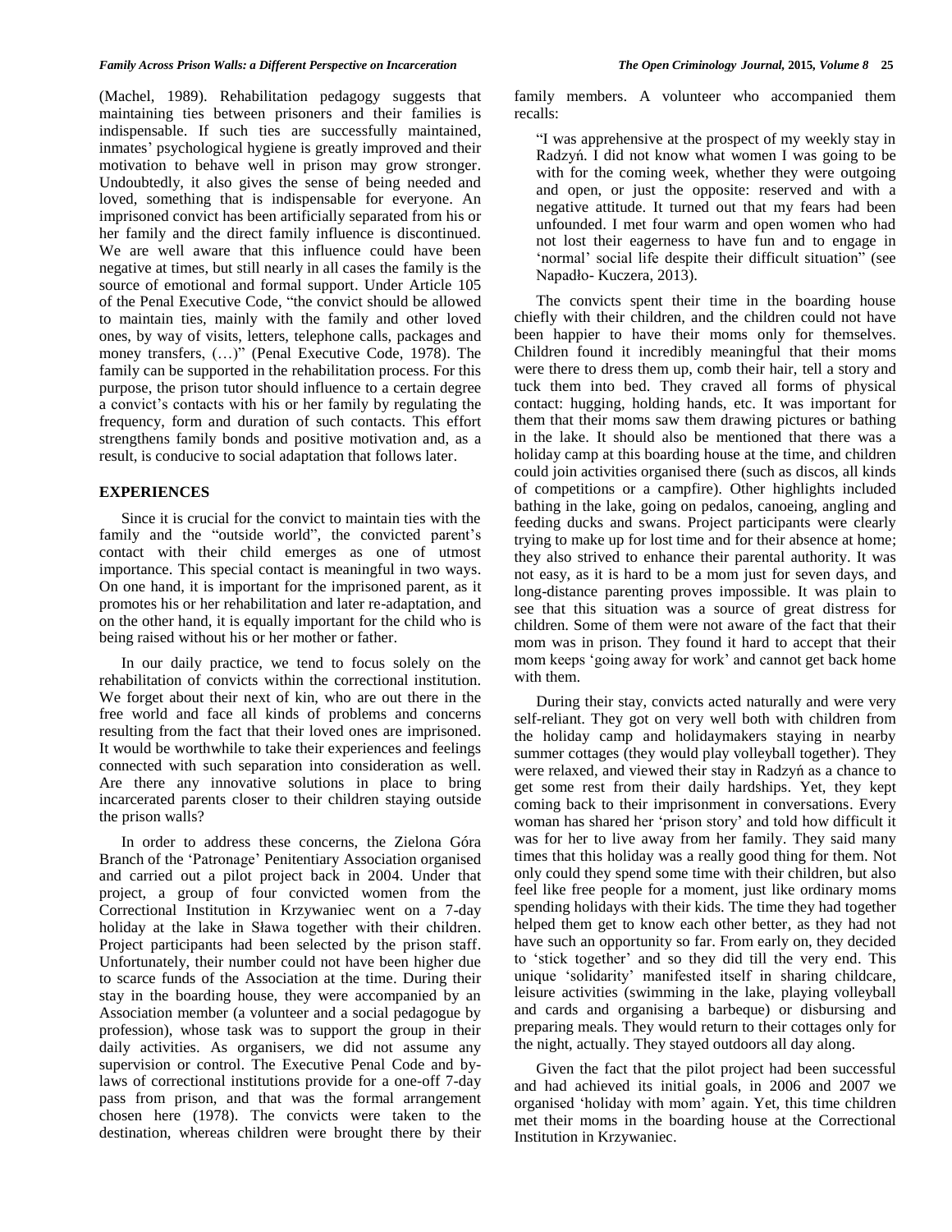(Machel, 1989). Rehabilitation pedagogy suggests that maintaining ties between prisoners and their families is indispensable. If such ties are successfully maintained, inmates' psychological hygiene is greatly improved and their motivation to behave well in prison may grow stronger. Undoubtedly, it also gives the sense of being needed and loved, something that is indispensable for everyone. An imprisoned convict has been artificially separated from his or her family and the direct family influence is discontinued. We are well aware that this influence could have been negative at times, but still nearly in all cases the family is the source of emotional and formal support. Under Article 105 of the Penal Executive Code, "the convict should be allowed to maintain ties, mainly with the family and other loved ones, by way of visits, letters, telephone calls, packages and money transfers, (…)" (Penal Executive Code, 1978). The family can be supported in the rehabilitation process. For this purpose, the prison tutor should influence to a certain degree a convict's contacts with his or her family by regulating the frequency, form and duration of such contacts. This effort strengthens family bonds and positive motivation and, as a result, is conducive to social adaptation that follows later.

## EXPERIENCES

Since it is crucial for the convict to maintain ties with the family and the "outside world", the convicted parent's contact with their child emerges as one of utmost importance. This special contact is meaningful in two ways. On one hand, it is important for the imprisoned parent, as it promotes his or her rehabilitation and later re-adaptation, and on the other hand, it is equally important for the child who is being raised without his or her mother or father.

In our daily practice, we tend to focus solely on the rehabilitation of convicts within the correctional institution. We forget about their next of kin, who are out there in the free world and face all kinds of problems and concerns resulting from the fact that their loved ones are imprisoned. It would be worthwhile to take their experiences and feelings connected with such separation into consideration as well. Are there any innovative solutions in place to bring incarcerated parents closer to their children staying outside the prison walls?

In order to address these concerns, the Zielona Góra Branch of the 'Patronage' Penitentiary Association organised and carried out a pilot project back in 2004. Under that project, a group of four convicted women from the Correctional Institution in Krzywaniec went on a 7-day holiday at the lake in Sława together with their children. Project participants had been selected by the prison staff. Unfortunately, their number could not have been higher due to scarce funds of the Association at the time. During their stay in the boarding house, they were accompanied by an Association member (a volunteer and a social pedagogue by profession), whose task was to support the group in their daily activities. As organisers, we did not assume any supervision or control. The Executive Penal Code and by-laws of correctional institutions provide for a one-off 7-day pass from prison, and that was the formal arrangement chosen here (1978). The convicts were taken to the destination, whereas children were brought there by their family members. A volunteer who accompanied them recalls:

> "I was apprehensive at the prospect of my weekly stay in Radzyń. I did not know what women I was going to be with for the coming week, whether they were outgoing and open, or just the opposite: reserved and with a negative attitude. It turned out that my fears had been unfounded. I met four warm and open women who had not lost their eagerness to have fun and to engage in 'normal' social life despite their difficult situation" (see Napadło- Kuczera, 2013).

The convicts spent their time in the boarding house chiefly with their children, and the children could not have been happier to have their moms only for themselves. Children found it incredibly meaningful that their moms were there to dress them up, comb their hair, tell a story and tuck them into bed. They craved all forms of physical contact: hugging, holding hands, etc. It was important for them that their moms saw them drawing pictures or bathing in the lake. It should also be mentioned that there was a holiday camp at this boarding house at the time, and children could join activities organised there (such as discos, all kinds of competitions or a campfire). Other highlights included bathing in the lake, going on pedalos, canoeing, angling and feeding ducks and swans. Project participants were clearly trying to make up for lost time and for their absence at home; they also strived to enhance their parental authority. It was not easy, as it is hard to be a mom just for seven days, and long-distance parenting proves impossible. It was plain to see that this situation was a source of great distress for children. Some of them were not aware of the fact that their mom was in prison. They found it hard to accept that their mom keeps 'going away for work' and cannot get back home with them.

During their stay, convicts acted naturally and were very self-reliant. They got on very well both with children from the holiday camp and holidaymakers staying in nearby summer cottages (they would play volleyball together). They were relaxed, and viewed their stay in Radzyń as a chance to get some rest from their daily hardships. Yet, they kept coming back to their imprisonment in conversations. Every woman has shared her 'prison story' and told how difficult it was for her to live away from her family. They said many times that this holiday was a really good thing for them. Not only could they spend some time with their children, but also feel like free people for a moment, just like ordinary moms spending holidays with their kids. The time they had together helped them get to know each other better, as they had not have such an opportunity so far. From early on, they decided to 'stick together' and so they did till the very end. This unique 'solidarity' manifested itself in sharing childcare, leisure activities (swimming in the lake, playing volleyball and cards and organising a barbeque) or disbursing and preparing meals. They would return to their cottages only for the night, actually. They stayed outdoors all day along.

Given the fact that the pilot project had been successful and had achieved its initial goals, in 2006 and 2007 we organised 'holiday with mom' again. Yet, this time children met their moms in the boarding house at the Correctional Institution in Krzywaniec.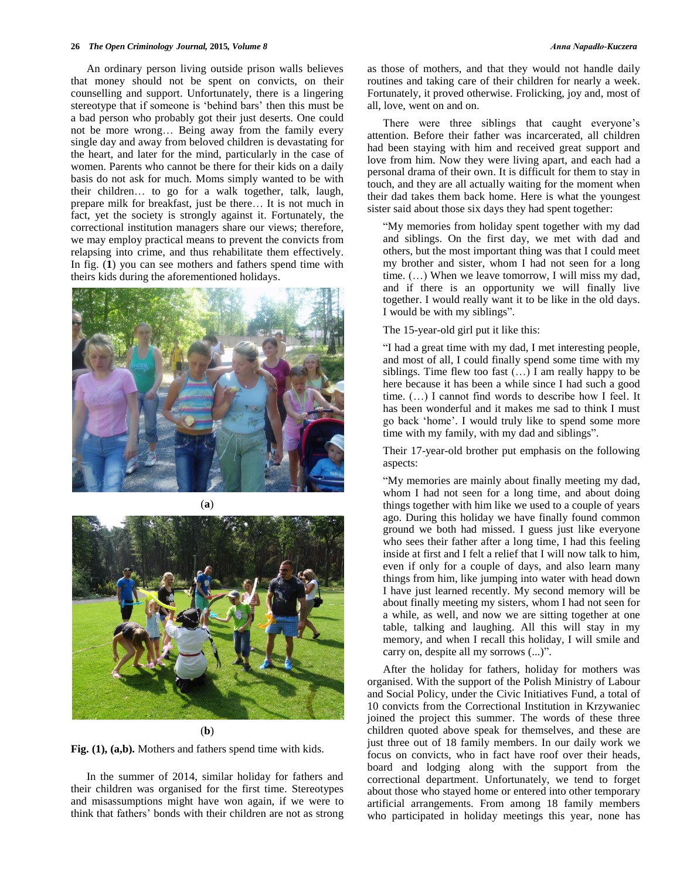An ordinary person living outside prison walls believes that money should not be spent on convicts, on their counselling and support. Unfortunately, there is a lingering stereotype that if someone is 'behind bars' then this must be a bad person who probably got their just deserts. One could not be more wrong… Being away from the family every single day and away from beloved children is devastating for the heart, and later for the mind, particularly in the case of women. Parents who cannot be there for their kids on a daily basis do not ask for much. Moms simply wanted to be with their children… to go for a walk together, talk, laugh, prepare milk for breakfast, just be there… It is not much in fact, yet the society is strongly against it. Fortunately, the correctional institution managers share our views; therefore, we may employ practical means to prevent the convicts from relapsing into crime, and thus rehabilitate them effectively. In fig. (**1**) you can see mothers and fathers spend time with theirs kids during the aforementioned holidays.

(**a**)

(**b**)

**Fig. (1), (a,b).** Mothers and fathers spend time with kids.

In the summer of 2014, similar holiday for fathers and their children was organised for the first time. Stereotypes and misassumptions might have won again, if we were to think that fathers' bonds with their children are not as strong as those of mothers, and that they would not handle daily routines and taking care of their children for nearly a week. Fortunately, it proved otherwise. Frolicking, joy and, most of all, love, went on and on.

There were three siblings that caught everyone's attention. Before their father was incarcerated, all children had been staying with him and received great support and love from him. Now they were living apart, and each had a personal drama of their own. It is difficult for them to stay in touch, and they are all actually waiting for the moment when their dad takes them back home. Here is what the youngest sister said about those six days they had spent together:

> "My memories from holiday spent together with my dad and siblings. On the first day, we met with dad and others, but the most important thing was that I could meet my brother and sister, whom I had not seen for a long time. (…) When we leave tomorrow, I will miss my dad, and if there is an opportunity we will finally live together. I would really want it to be like in the old days. I would be with my siblings".

The 15-year-old girl put it like this:

> "I had a great time with my dad, I met interesting people, and most of all, I could finally spend some time with my siblings. Time flew too fast (…) I am really happy to be here because it has been a while since I had such a good time. (…) I cannot find words to describe how I feel. It has been wonderful and it makes me sad to think I must go back 'home'. I would truly like to spend some more time with my family, with my dad and siblings".

Their 17-year-old brother put emphasis on the following aspects:

> "My memories are mainly about finally meeting my dad, whom I had not seen for a long time, and about doing things together with him like we used to a couple of years ago. During this holiday we have finally found common ground we both had missed. I guess just like everyone who sees their father after a long time, I had this feeling inside at first and I felt a relief that I will now talk to him, even if only for a couple of days, and also learn many things from him, like jumping into water with head down I have just learned recently. My second memory will be about finally meeting my sisters, whom I had not seen for a while, as well, and now we are sitting together at one table, talking and laughing. All this will stay in my memory, and when I recall this holiday, I will smile and carry on, despite all my sorrows (...)".

After the holiday for fathers, holiday for mothers was organised. With the support of the Polish Ministry of Labour and Social Policy, under the Civic Initiatives Fund, a total of 10 convicts from the Correctional Institution in Krzywaniec joined the project this summer. The words of these three children quoted above speak for themselves, and these are just three out of 18 family members. In our daily work we focus on convicts, who in fact have roof over their heads, board and lodging along with the support from the correctional department. Unfortunately, we tend to forget about those who stayed home or entered into other temporary artificial arrangements. From among 18 family members who participated in holiday meetings this year, none has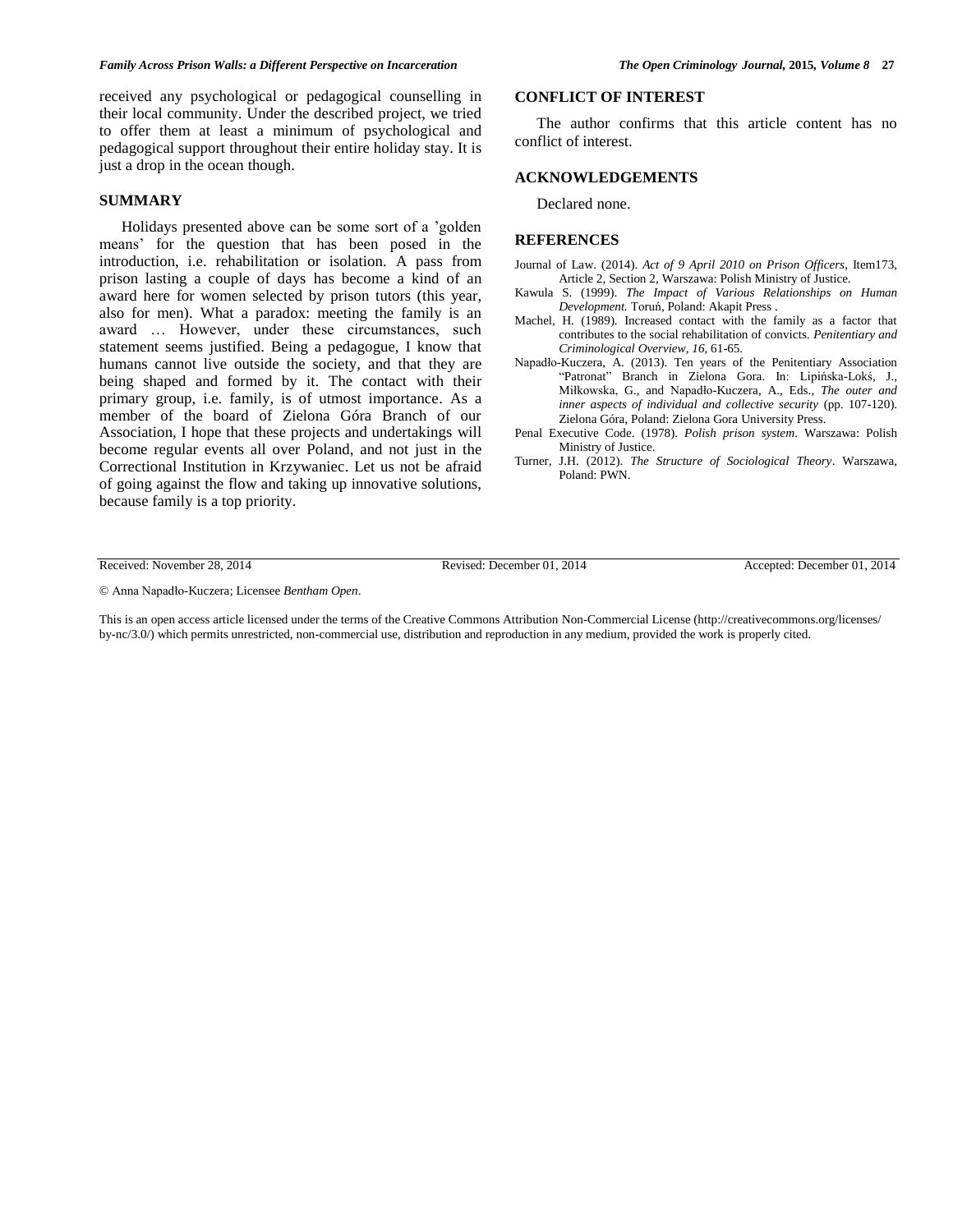received any psychological or pedagogical counselling in their local community. Under the described project, we tried to offer them at least a minimum of psychological and pedagogical support throughout their entire holiday stay. It is just a drop in the ocean though.

## SUMMARY

Holidays presented above can be some sort of a 'golden means' for the question that has been posed in the introduction, i.e. rehabilitation or isolation. A pass from prison lasting a couple of days has become a kind of an award here for women selected by prison tutors (this year, also for men). What a paradox: meeting the family is an award … However, under these circumstances, such statement seems justified. Being a pedagogue, I know that humans cannot live outside the society, and that they are being shaped and formed by it. The contact with their primary group, i.e. family, is of utmost importance. As a member of the board of Zielona Góra Branch of our Association, I hope that these projects and undertakings will become regular events all over Poland, and not just in the Correctional Institution in Krzywaniec. Let us not be afraid of going against the flow and taking up innovative solutions, because family is a top priority.

## CONFLICT OF INTEREST

The author confirms that this article content has no conflict of interest.

## ACKNOWLEDGEMENTS

Declared none.

## REFERENCES

Journal of Law. (2014). *Act of 9 April 2010 on Prison Officers*, Item173, Article 2, Section 2, Warszawa: Polish Ministry of Justice.

Kawula S. (1999). *The Impact of Various Relationships on Human Development.* Toruń, Poland: Akapit Press .

Machel, H. (1989). Increased contact with the family as a factor that contributes to the social rehabilitation of convicts. *Penitentiary and Criminological Overview, 16*, 61-65.

Napadło-Kuczera, A. (2013). Ten years of the Penitentiary Association "Patronat" Branch in Zielona Gora. In: Lipińska-Lokś, J., Miłkowska, G., and Napadło-Kuczera, A., Eds., *The outer and inner aspects of individual and collective security* (pp. 107-120). Zielona Góra, Poland: Zielona Gora University Press.

Penal Executive Code. (1978). *Polish prison system*. Warszawa: Polish Ministry of Justice.

Turner, J.H. (2012). *The Structure of Sociological Theory*. Warszawa, Poland: PWN.

Received: November 28, 2014 Revised: December 01, 2014 Accepted: December 01, 2014

© Anna Napadło-Kuczera; Licensee *Bentham Open*.

This is an open access article licensed under the terms of the Creative Commons Attribution Non-Commercial License (http://creativecommons.org/licenses/by-nc/3.0/) which permits unrestricted, non-commercial use, distribution and reproduction in any medium, provided the work is properly cited.